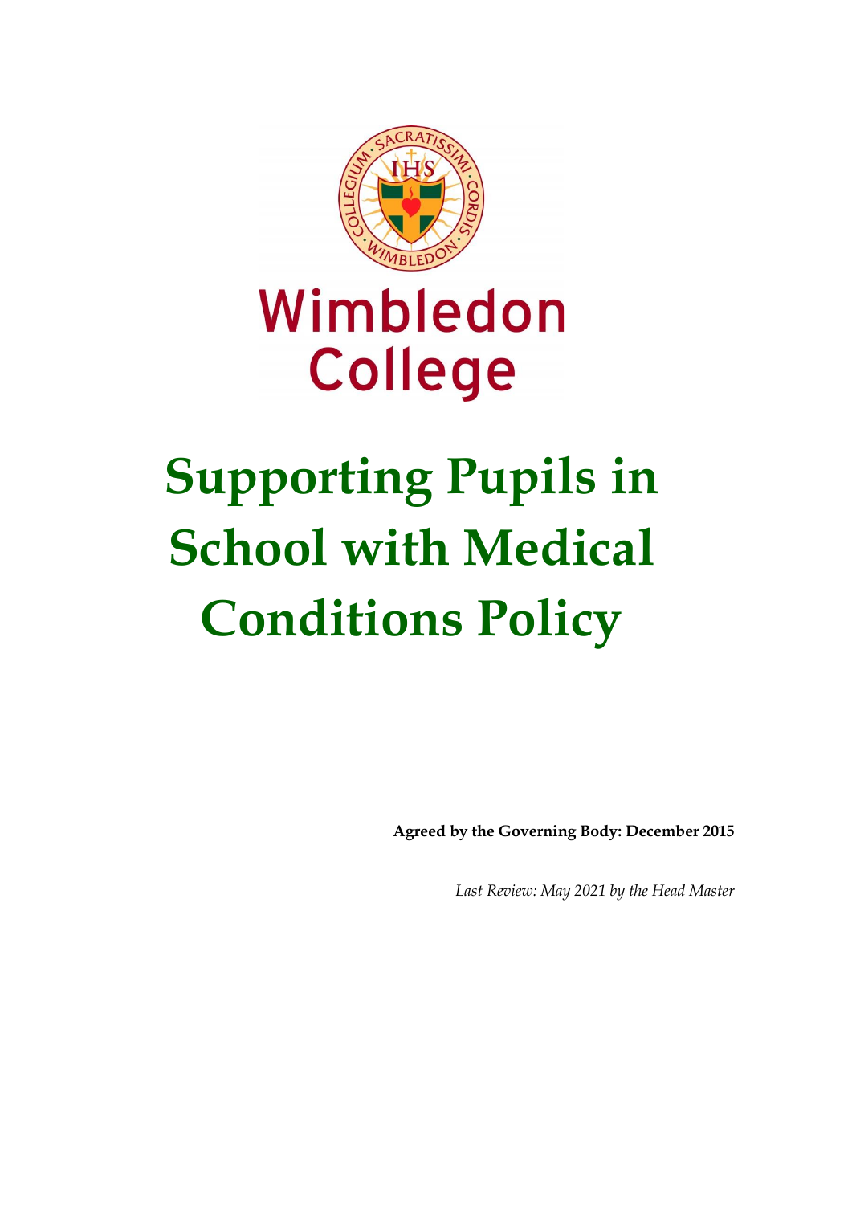Wimbledon College

# Supporting Pupils in School with Medical Conditions Policy

**Agreed by the Governing Body: December 2015**

*Last Review: May 2021 by the Head Master*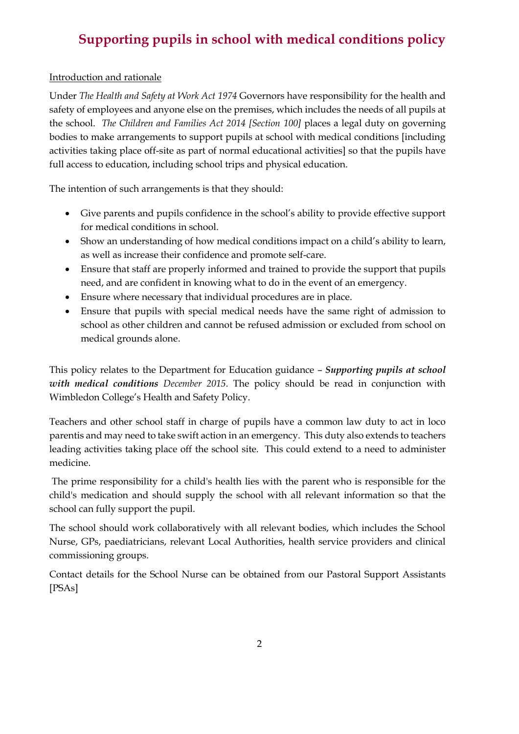# Supporting pupils in school with medical conditions policy

<u>Introduction and rationale</u>

Under *The Health and Safety at Work Act 1974* Governors have responsibility for the health and safety of employees and anyone else on the premises, which includes the needs of all pupils at the school. *The Children and Families Act 2014 [Section 100]* places a legal duty on governing bodies to make arrangements to support pupils at school with medical conditions [including activities taking place off-site as part of normal educational activities] so that the pupils have full access to education, including school trips and physical education.

The intention of such arrangements is that they should:

- Give parents and pupils confidence in the school's ability to provide effective support for medical conditions in school.
- Show an understanding of how medical conditions impact on a child's ability to learn, as well as increase their confidence and promote self-care.
- Ensure that staff are properly informed and trained to provide the support that pupils need, and are confident in knowing what to do in the event of an emergency.
- Ensure where necessary that individual procedures are in place.
- Ensure that pupils with special medical needs have the same right of admission to school as other children and cannot be refused admission or excluded from school on medical grounds alone.

This policy relates to the Department for Education guidance – ***Supporting pupils at school with medical conditions*** *December 2015*. The policy should be read in conjunction with Wimbledon College's Health and Safety Policy.

Teachers and other school staff in charge of pupils have a common law duty to act in loco parentis and may need to take swift action in an emergency. This duty also extends to teachers leading activities taking place off the school site. This could extend to a need to administer medicine.

The prime responsibility for a child's health lies with the parent who is responsible for the child's medication and should supply the school with all relevant information so that the school can fully support the pupil.

The school should work collaboratively with all relevant bodies, which includes the School Nurse, GPs, paediatricians, relevant Local Authorities, health service providers and clinical commissioning groups.

Contact details for the School Nurse can be obtained from our Pastoral Support Assistants [PSAs]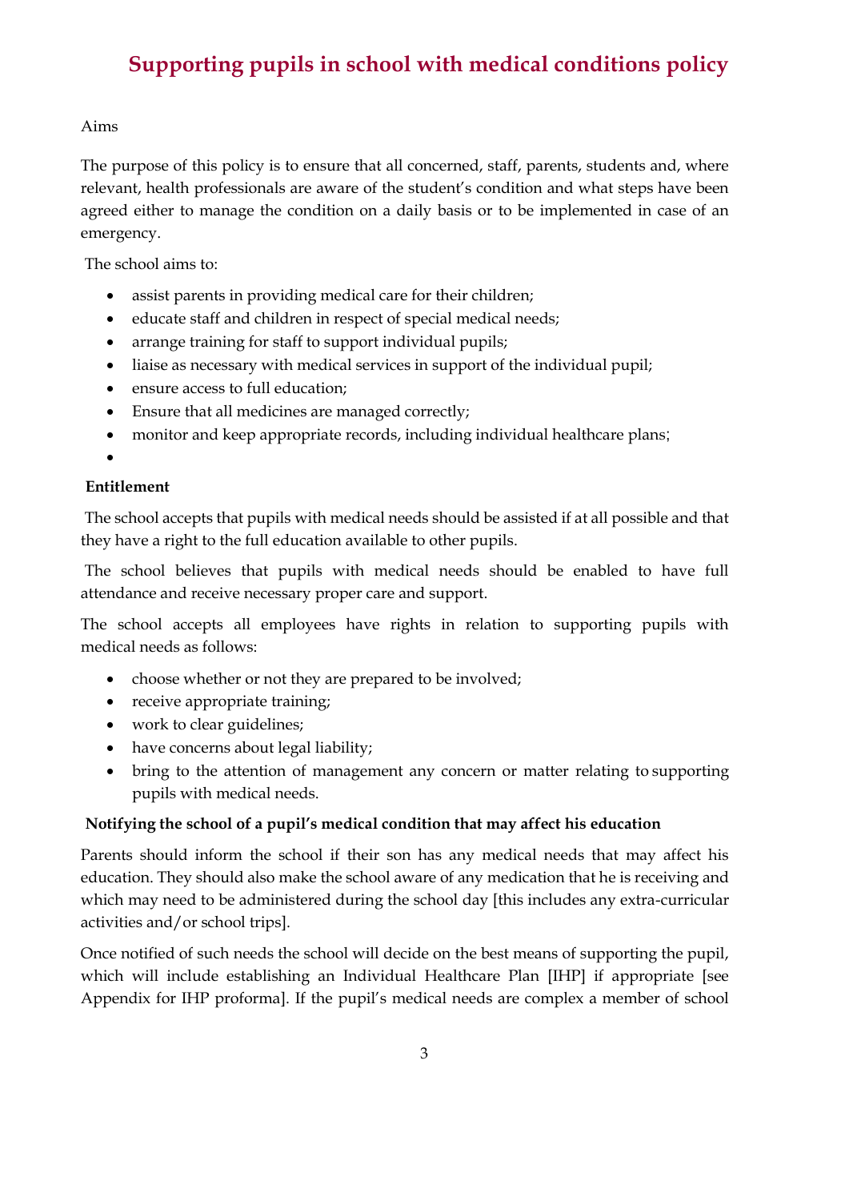# Supporting pupils in school with medical conditions policy

Aims

The purpose of this policy is to ensure that all concerned, staff, parents, students and, where relevant, health professionals are aware of the student's condition and what steps have been agreed either to manage the condition on a daily basis or to be implemented in case of an emergency.

The school aims to:

- assist parents in providing medical care for their children;
- educate staff and children in respect of special medical needs;
- arrange training for staff to support individual pupils;
- liaise as necessary with medical services in support of the individual pupil;
- ensure access to full education;
- Ensure that all medicines are managed correctly;
- monitor and keep appropriate records, including individual healthcare plans;

**Entitlement**

The school accepts that pupils with medical needs should be assisted if at all possible and that they have a right to the full education available to other pupils.

The school believes that pupils with medical needs should be enabled to have full attendance and receive necessary proper care and support.

The school accepts all employees have rights in relation to supporting pupils with medical needs as follows:

- choose whether or not they are prepared to be involved;
- receive appropriate training;
- work to clear guidelines;
- have concerns about legal liability;
- bring to the attention of management any concern or matter relating to supporting pupils with medical needs.

**Notifying the school of a pupil's medical condition that may affect his education**

Parents should inform the school if their son has any medical needs that may affect his education. They should also make the school aware of any medication that he is receiving and which may need to be administered during the school day [this includes any extra-curricular activities and/or school trips].

Once notified of such needs the school will decide on the best means of supporting the pupil, which will include establishing an Individual Healthcare Plan [IHP] if appropriate [see Appendix for IHP proforma]. If the pupil's medical needs are complex a member of school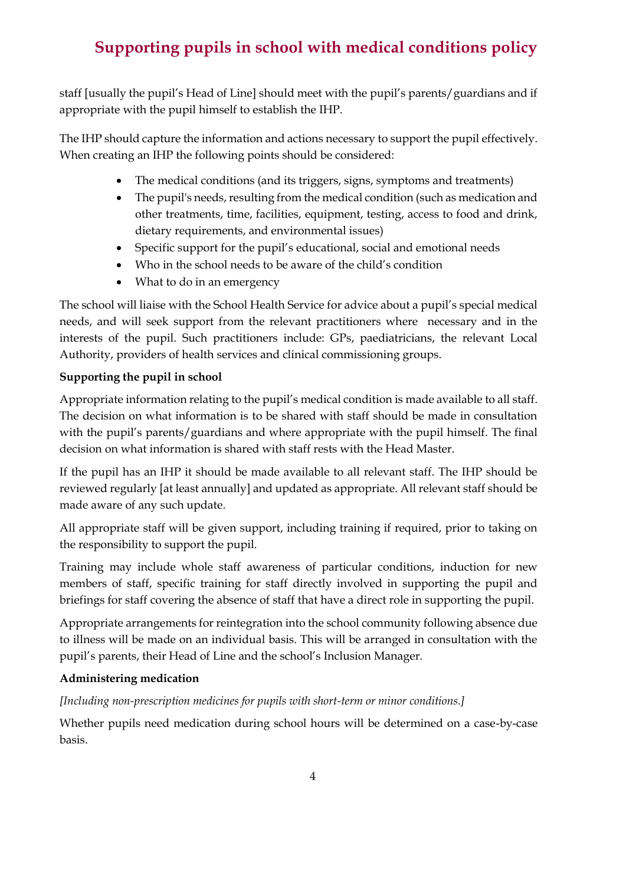staff [usually the pupil's Head of Line] should meet with the pupil's parents/guardians and if appropriate with the pupil himself to establish the IHP.

The IHP should capture the information and actions necessary to support the pupil effectively. When creating an IHP the following points should be considered:

- The medical conditions (and its triggers, signs, symptoms and treatments)
- The pupil's needs, resulting from the medical condition (such as medication and other treatments, time, facilities, equipment, testing, access to food and drink, dietary requirements, and environmental issues)
- Specific support for the pupil's educational, social and emotional needs
- Who in the school needs to be aware of the child's condition
- What to do in an emergency

The school will liaise with the School Health Service for advice about a pupil's special medical needs, and will seek support from the relevant practitioners where necessary and in the interests of the pupil. Such practitioners include: GPs, paediatricians, the relevant Local Authority, providers of health services and clinical commissioning groups.

**Supporting the pupil in school**

Appropriate information relating to the pupil's medical condition is made available to all staff. The decision on what information is to be shared with staff should be made in consultation with the pupil's parents/guardians and where appropriate with the pupil himself. The final decision on what information is shared with staff rests with the Head Master.

If the pupil has an IHP it should be made available to all relevant staff. The IHP should be reviewed regularly [at least annually] and updated as appropriate. All relevant staff should be made aware of any such update.

All appropriate staff will be given support, including training if required, prior to taking on the responsibility to support the pupil.

Training may include whole staff awareness of particular conditions, induction for new members of staff, specific training for staff directly involved in supporting the pupil and briefings for staff covering the absence of staff that have a direct role in supporting the pupil.

Appropriate arrangements for reintegration into the school community following absence due to illness will be made on an individual basis. This will be arranged in consultation with the pupil's parents, their Head of Line and the school's Inclusion Manager.

**Administering medication**

*[Including non-prescription medicines for pupils with short-term or minor conditions.]*

Whether pupils need medication during school hours will be determined on a case-by-case basis.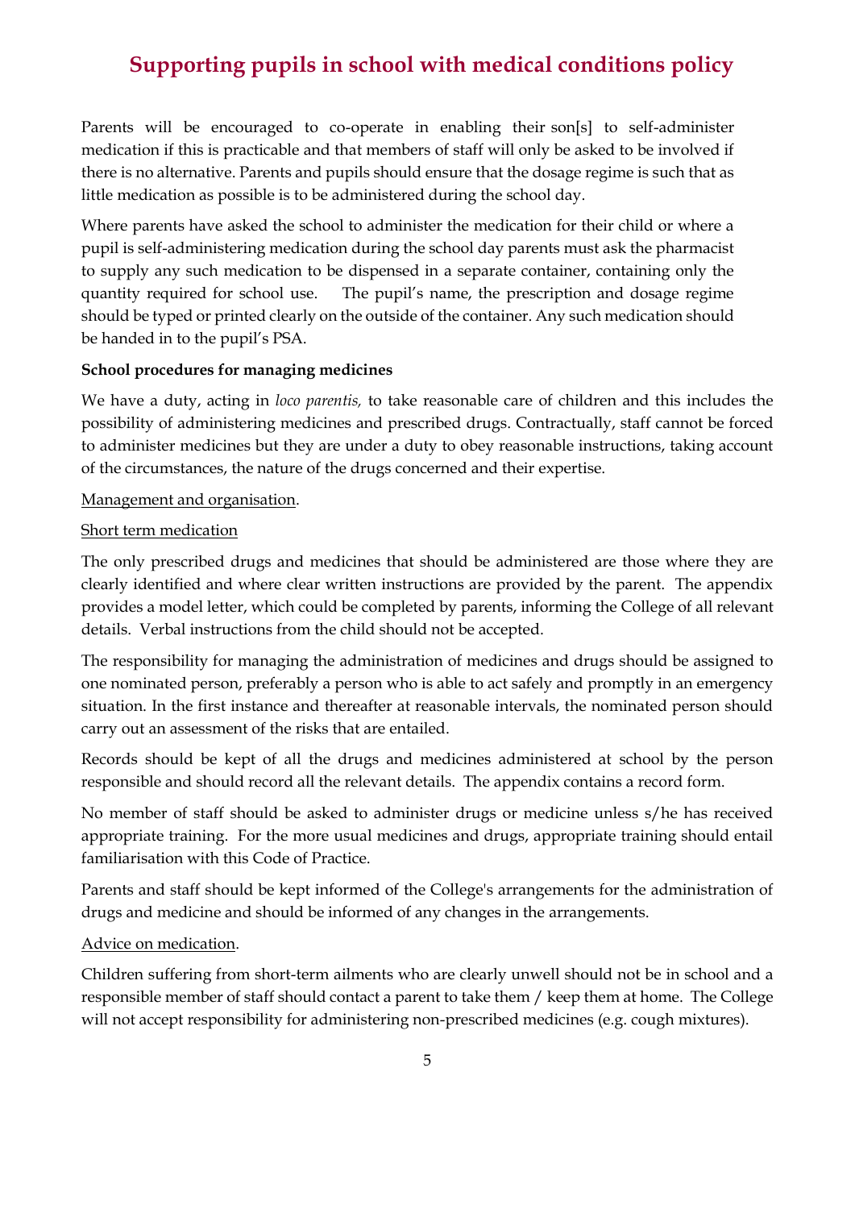Parents will be encouraged to co-operate in enabling their son[s] to self-administer medication if this is practicable and that members of staff will only be asked to be involved if there is no alternative. Parents and pupils should ensure that the dosage regime is such that as little medication as possible is to be administered during the school day.

Where parents have asked the school to administer the medication for their child or where a pupil is self-administering medication during the school day parents must ask the pharmacist to supply any such medication to be dispensed in a separate container, containing only the quantity required for school use. The pupil's name, the prescription and dosage regime should be typed or printed clearly on the outside of the container. Any such medication should be handed in to the pupil's PSA.

**School procedures for managing medicines**

We have a duty, acting in *loco parentis,* to take reasonable care of children and this includes the possibility of administering medicines and prescribed drugs. Contractually, staff cannot be forced to administer medicines but they are under a duty to obey reasonable instructions, taking account of the circumstances, the nature of the drugs concerned and their expertise.

<u>Management and organisation</u>.

<u>Short term medication</u>

The only prescribed drugs and medicines that should be administered are those where they are clearly identified and where clear written instructions are provided by the parent. The appendix provides a model letter, which could be completed by parents, informing the College of all relevant details. Verbal instructions from the child should not be accepted.

The responsibility for managing the administration of medicines and drugs should be assigned to one nominated person, preferably a person who is able to act safely and promptly in an emergency situation. In the first instance and thereafter at reasonable intervals, the nominated person should carry out an assessment of the risks that are entailed.

Records should be kept of all the drugs and medicines administered at school by the person responsible and should record all the relevant details. The appendix contains a record form.

No member of staff should be asked to administer drugs or medicine unless s/he has received appropriate training. For the more usual medicines and drugs, appropriate training should entail familiarisation with this Code of Practice.

Parents and staff should be kept informed of the College's arrangements for the administration of drugs and medicine and should be informed of any changes in the arrangements.

<u>Advice on medication</u>.

Children suffering from short-term ailments who are clearly unwell should not be in school and a responsible member of staff should contact a parent to take them / keep them at home. The College will not accept responsibility for administering non-prescribed medicines (e.g. cough mixtures).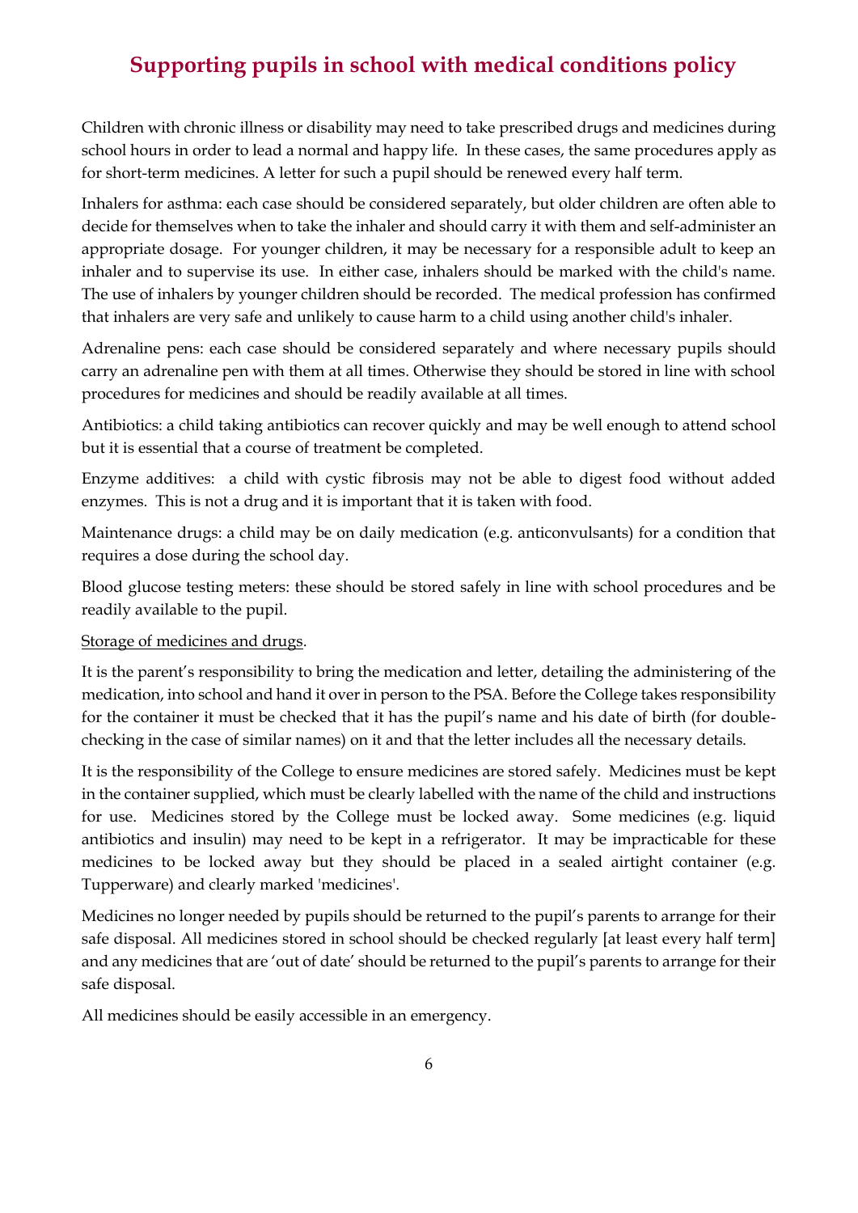# Supporting pupils in school with medical conditions policy

Children with chronic illness or disability may need to take prescribed drugs and medicines during school hours in order to lead a normal and happy life. In these cases, the same procedures apply as for short-term medicines. A letter for such a pupil should be renewed every half term.

Inhalers for asthma: each case should be considered separately, but older children are often able to decide for themselves when to take the inhaler and should carry it with them and self-administer an appropriate dosage. For younger children, it may be necessary for a responsible adult to keep an inhaler and to supervise its use. In either case, inhalers should be marked with the child's name. The use of inhalers by younger children should be recorded. The medical profession has confirmed that inhalers are very safe and unlikely to cause harm to a child using another child's inhaler.

Adrenaline pens: each case should be considered separately and where necessary pupils should carry an adrenaline pen with them at all times. Otherwise they should be stored in line with school procedures for medicines and should be readily available at all times.

Antibiotics: a child taking antibiotics can recover quickly and may be well enough to attend school but it is essential that a course of treatment be completed.

Enzyme additives: a child with cystic fibrosis may not be able to digest food without added enzymes. This is not a drug and it is important that it is taken with food.

Maintenance drugs: a child may be on daily medication (e.g. anticonvulsants) for a condition that requires a dose during the school day.

Blood glucose testing meters: these should be stored safely in line with school procedures and be readily available to the pupil.

<u>Storage of medicines and drugs</u>.

It is the parent's responsibility to bring the medication and letter, detailing the administering of the medication, into school and hand it over in person to the PSA. Before the College takes responsibility for the container it must be checked that it has the pupil's name and his date of birth (for double-checking in the case of similar names) on it and that the letter includes all the necessary details.

It is the responsibility of the College to ensure medicines are stored safely. Medicines must be kept in the container supplied, which must be clearly labelled with the name of the child and instructions for use. Medicines stored by the College must be locked away. Some medicines (e.g. liquid antibiotics and insulin) may need to be kept in a refrigerator. It may be impracticable for these medicines to be locked away but they should be placed in a sealed airtight container (e.g. Tupperware) and clearly marked 'medicines'.

Medicines no longer needed by pupils should be returned to the pupil's parents to arrange for their safe disposal. All medicines stored in school should be checked regularly [at least every half term] and any medicines that are 'out of date' should be returned to the pupil's parents to arrange for their safe disposal.

All medicines should be easily accessible in an emergency.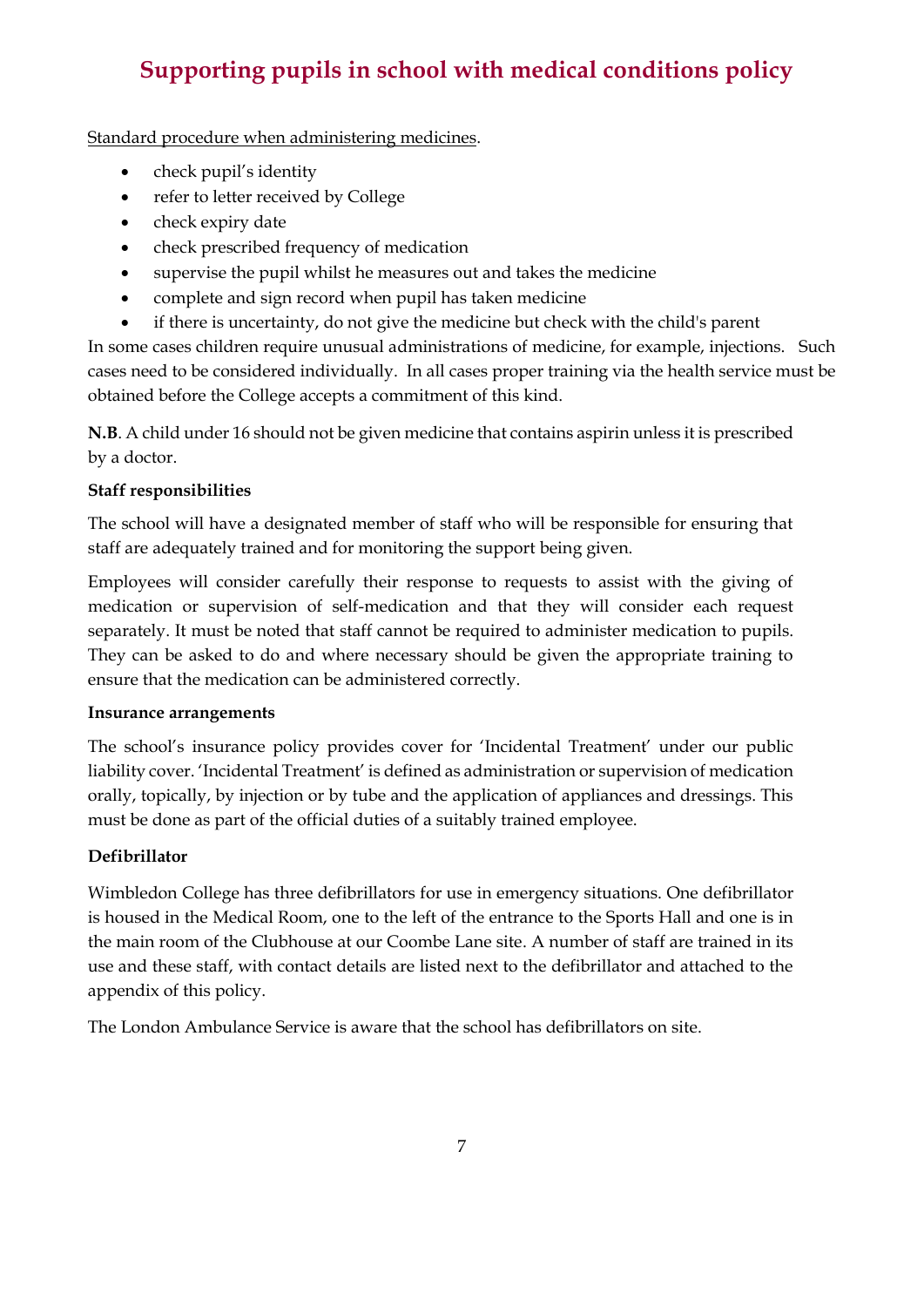Standard procedure when administering medicines.

- check pupil's identity
- refer to letter received by College
- check expiry date
- check prescribed frequency of medication
- supervise the pupil whilst he measures out and takes the medicine
- complete and sign record when pupil has taken medicine
- if there is uncertainty, do not give the medicine but check with the child's parent

In some cases children require unusual administrations of medicine, for example, injections. Such cases need to be considered individually. In all cases proper training via the health service must be obtained before the College accepts a commitment of this kind.

**N.B**. A child under 16 should not be given medicine that contains aspirin unless it is prescribed by a doctor.

**Staff responsibilities**

The school will have a designated member of staff who will be responsible for ensuring that staff are adequately trained and for monitoring the support being given.

Employees will consider carefully their response to requests to assist with the giving of medication or supervision of self-medication and that they will consider each request separately. It must be noted that staff cannot be required to administer medication to pupils. They can be asked to do and where necessary should be given the appropriate training to ensure that the medication can be administered correctly.

**Insurance arrangements**

The school's insurance policy provides cover for 'Incidental Treatment' under our public liability cover. 'Incidental Treatment' is defined as administration or supervision of medication orally, topically, by injection or by tube and the application of appliances and dressings. This must be done as part of the official duties of a suitably trained employee.

**Defibrillator**

Wimbledon College has three defibrillators for use in emergency situations. One defibrillator is housed in the Medical Room, one to the left of the entrance to the Sports Hall and one is in the main room of the Clubhouse at our Coombe Lane site. A number of staff are trained in its use and these staff, with contact details are listed next to the defibrillator and attached to the appendix of this policy.

The London Ambulance Service is aware that the school has defibrillators on site.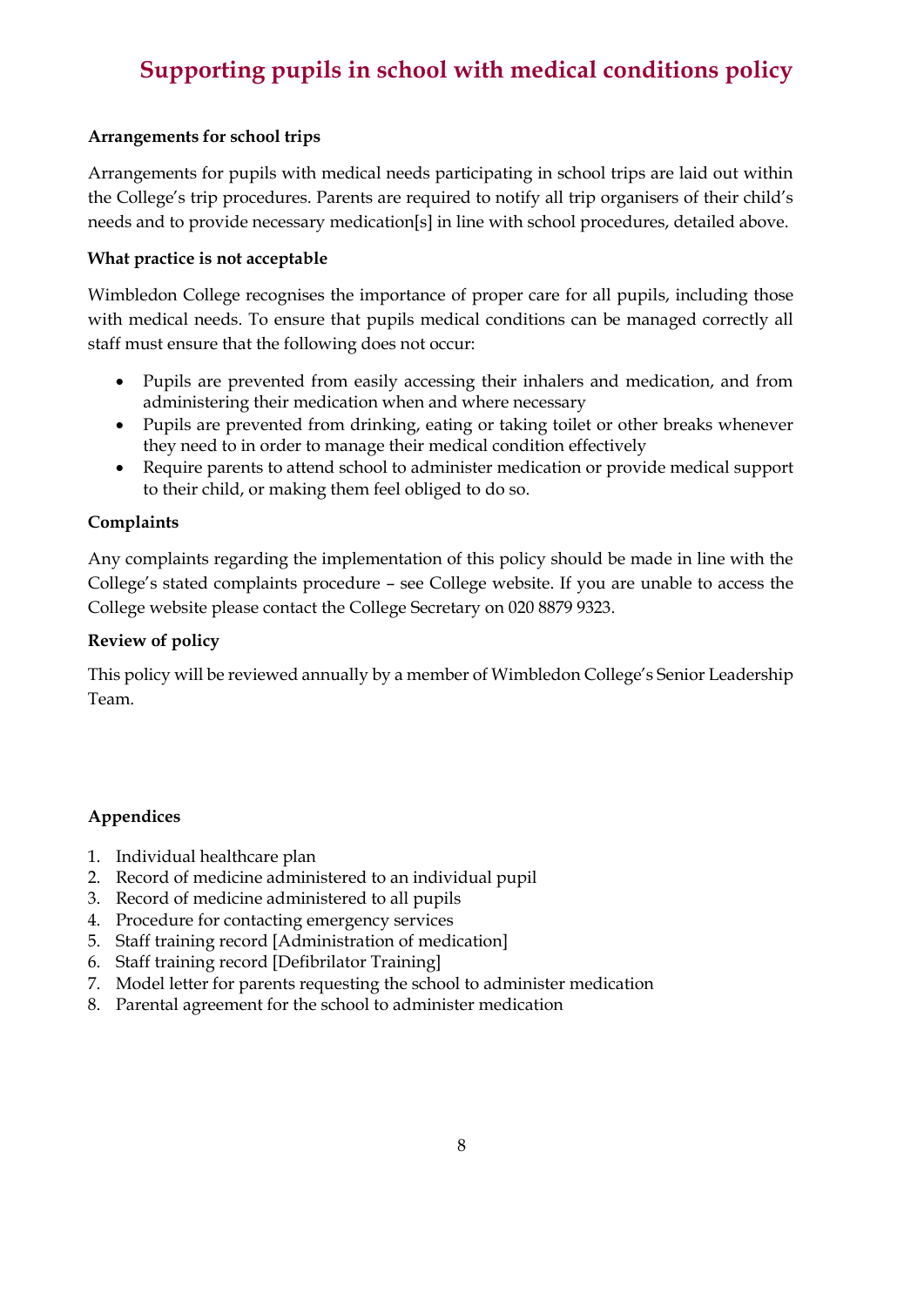# Supporting pupils in school with medical conditions policy

**Arrangements for school trips**

Arrangements for pupils with medical needs participating in school trips are laid out within the College's trip procedures. Parents are required to notify all trip organisers of their child's needs and to provide necessary medication[s] in line with school procedures, detailed above.

**What practice is not acceptable**

Wimbledon College recognises the importance of proper care for all pupils, including those with medical needs. To ensure that pupils medical conditions can be managed correctly all staff must ensure that the following does not occur:

- Pupils are prevented from easily accessing their inhalers and medication, and from administering their medication when and where necessary
- Pupils are prevented from drinking, eating or taking toilet or other breaks whenever they need to in order to manage their medical condition effectively
- Require parents to attend school to administer medication or provide medical support to their child, or making them feel obliged to do so.

**Complaints**

Any complaints regarding the implementation of this policy should be made in line with the College's stated complaints procedure – see College website. If you are unable to access the College website please contact the College Secretary on 020 8879 9323.

**Review of policy**

This policy will be reviewed annually by a member of Wimbledon College's Senior Leadership Team.

**Appendices**

1. Individual healthcare plan
2. Record of medicine administered to an individual pupil
3. Record of medicine administered to all pupils
4. Procedure for contacting emergency services
5. Staff training record [Administration of medication]
6. Staff training record [Defibrilator Training]
7. Model letter for parents requesting the school to administer medication
8. Parental agreement for the school to administer medication